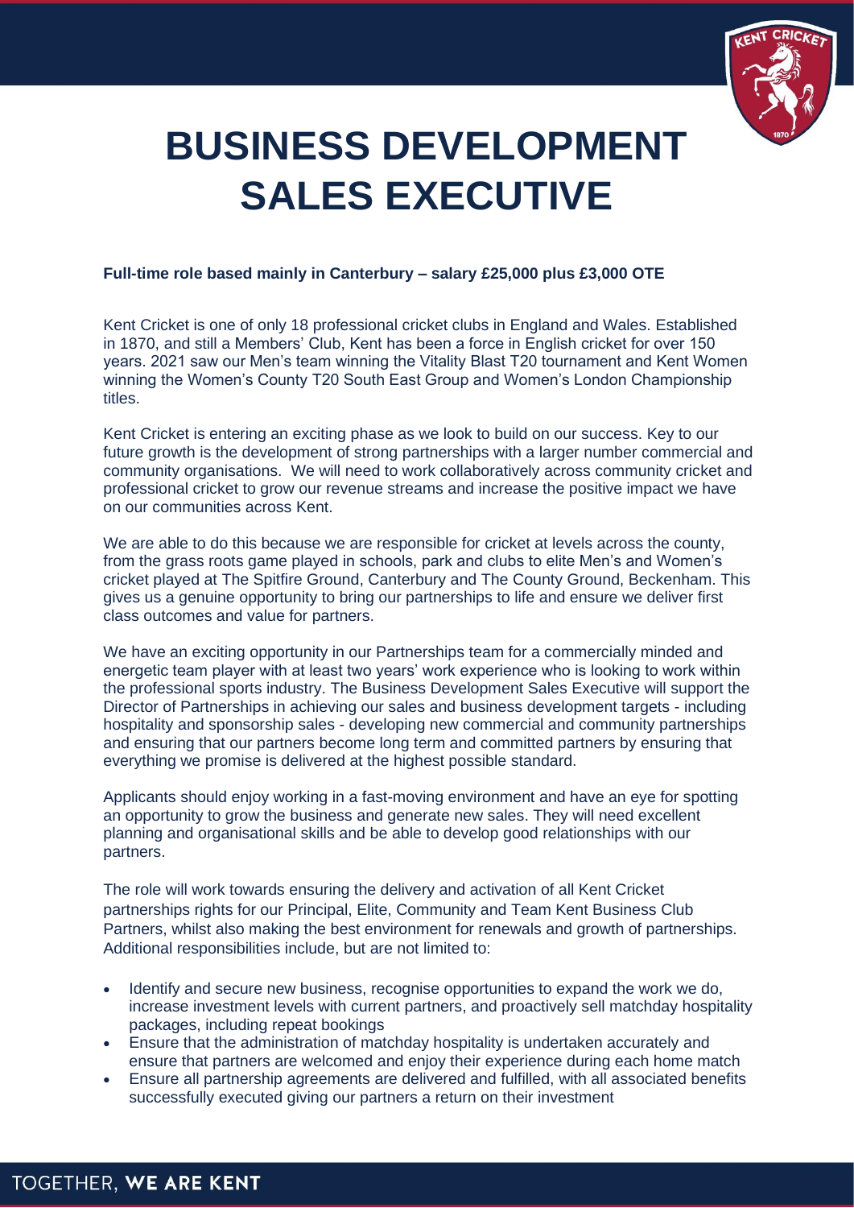# BUSINESS DEVELOPMENT SALES EXECUTIVE

**Full-time role based mainly in Canterbury – salary £25,000 plus £3,000 OTE**

Kent Cricket is one of only 18 professional cricket clubs in England and Wales. Established in 1870, and still a Members' Club, Kent has been a force in English cricket for over 150 years. 2021 saw our Men's team winning the Vitality Blast T20 tournament and Kent Women winning the Women's County T20 South East Group and Women's London Championship titles.

Kent Cricket is entering an exciting phase as we look to build on our success. Key to our future growth is the development of strong partnerships with a larger number commercial and community organisations. We will need to work collaboratively across community cricket and professional cricket to grow our revenue streams and increase the positive impact we have on our communities across Kent.

We are able to do this because we are responsible for cricket at levels across the county, from the grass roots game played in schools, park and clubs to elite Men's and Women's cricket played at The Spitfire Ground, Canterbury and The County Ground, Beckenham. This gives us a genuine opportunity to bring our partnerships to life and ensure we deliver first class outcomes and value for partners.

We have an exciting opportunity in our Partnerships team for a commercially minded and energetic team player with at least two years' work experience who is looking to work within the professional sports industry. The Business Development Sales Executive will support the Director of Partnerships in achieving our sales and business development targets - including hospitality and sponsorship sales - developing new commercial and community partnerships and ensuring that our partners become long term and committed partners by ensuring that everything we promise is delivered at the highest possible standard.

Applicants should enjoy working in a fast-moving environment and have an eye for spotting an opportunity to grow the business and generate new sales. They will need excellent planning and organisational skills and be able to develop good relationships with our partners.

The role will work towards ensuring the delivery and activation of all Kent Cricket partnerships rights for our Principal, Elite, Community and Team Kent Business Club Partners, whilst also making the best environment for renewals and growth of partnerships. Additional responsibilities include, but are not limited to:

- Identify and secure new business, recognise opportunities to expand the work we do, increase investment levels with current partners, and proactively sell matchday hospitality packages, including repeat bookings
- Ensure that the administration of matchday hospitality is undertaken accurately and ensure that partners are welcomed and enjoy their experience during each home match
- Ensure all partnership agreements are delivered and fulfilled, with all associated benefits successfully executed giving our partners a return on their investment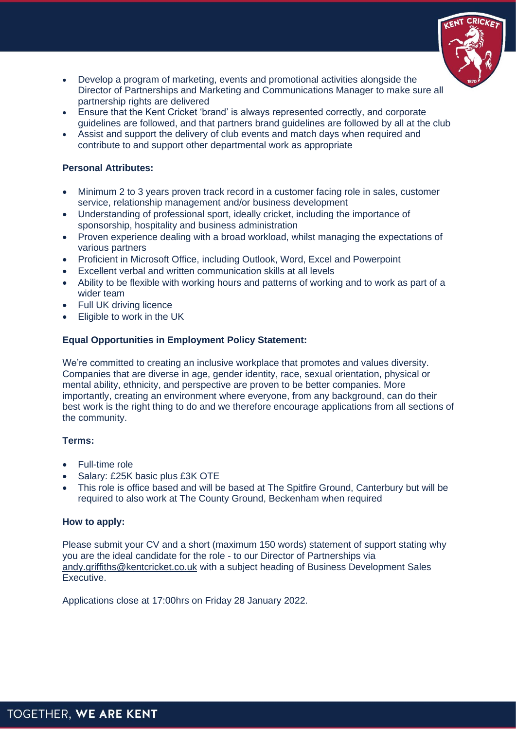- Develop a program of marketing, events and promotional activities alongside the Director of Partnerships and Marketing and Communications Manager to make sure all partnership rights are delivered
- Ensure that the Kent Cricket 'brand' is always represented correctly, and corporate guidelines are followed, and that partners brand guidelines are followed by all at the club
- Assist and support the delivery of club events and match days when required and contribute to and support other departmental work as appropriate

**Personal Attributes:**

- Minimum 2 to 3 years proven track record in a customer facing role in sales, customer service, relationship management and/or business development
- Understanding of professional sport, ideally cricket, including the importance of sponsorship, hospitality and business administration
- Proven experience dealing with a broad workload, whilst managing the expectations of various partners
- Proficient in Microsoft Office, including Outlook, Word, Excel and Powerpoint
- Excellent verbal and written communication skills at all levels
- Ability to be flexible with working hours and patterns of working and to work as part of a wider team
- Full UK driving licence
- Eligible to work in the UK

**Equal Opportunities in Employment Policy Statement:**

We're committed to creating an inclusive workplace that promotes and values diversity. Companies that are diverse in age, gender identity, race, sexual orientation, physical or mental ability, ethnicity, and perspective are proven to be better companies. More importantly, creating an environment where everyone, from any background, can do their best work is the right thing to do and we therefore encourage applications from all sections of the community.

**Terms:**

- Full-time role
- Salary: £25K basic plus £3K OTE
- This role is office based and will be based at The Spitfire Ground, Canterbury but will be required to also work at The County Ground, Beckenham when required

**How to apply:**

Please submit your CV and a short (maximum 150 words) statement of support stating why you are the ideal candidate for the role - to our Director of Partnerships via andy.griffiths@kentcricket.co.uk with a subject heading of Business Development Sales Executive.

Applications close at 17:00hrs on Friday 28 January 2022.